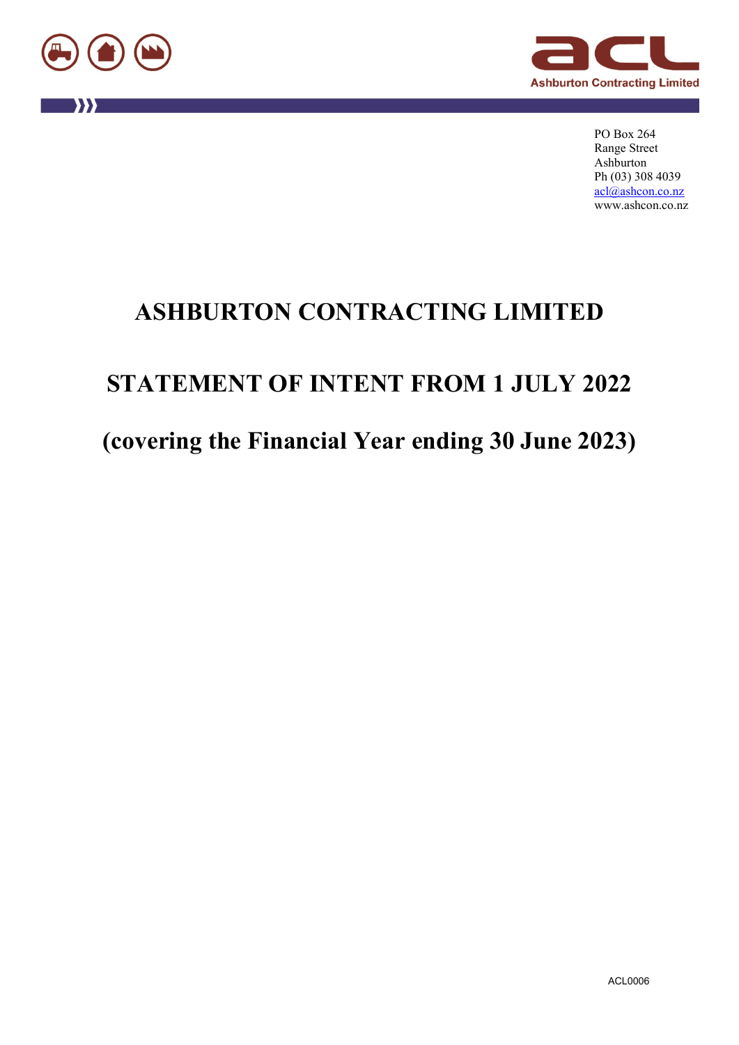Ashburton Contracting Limited

PO Box 264
Range Street
Ashburton
Ph (03) 308 4039
acl@ashcon.co.nz
www.ashcon.co.nz

# ASHBURTON CONTRACTING LIMITED

# STATEMENT OF INTENT FROM 1 JULY 2022

# (covering the Financial Year ending 30 June 2023)

ACL0006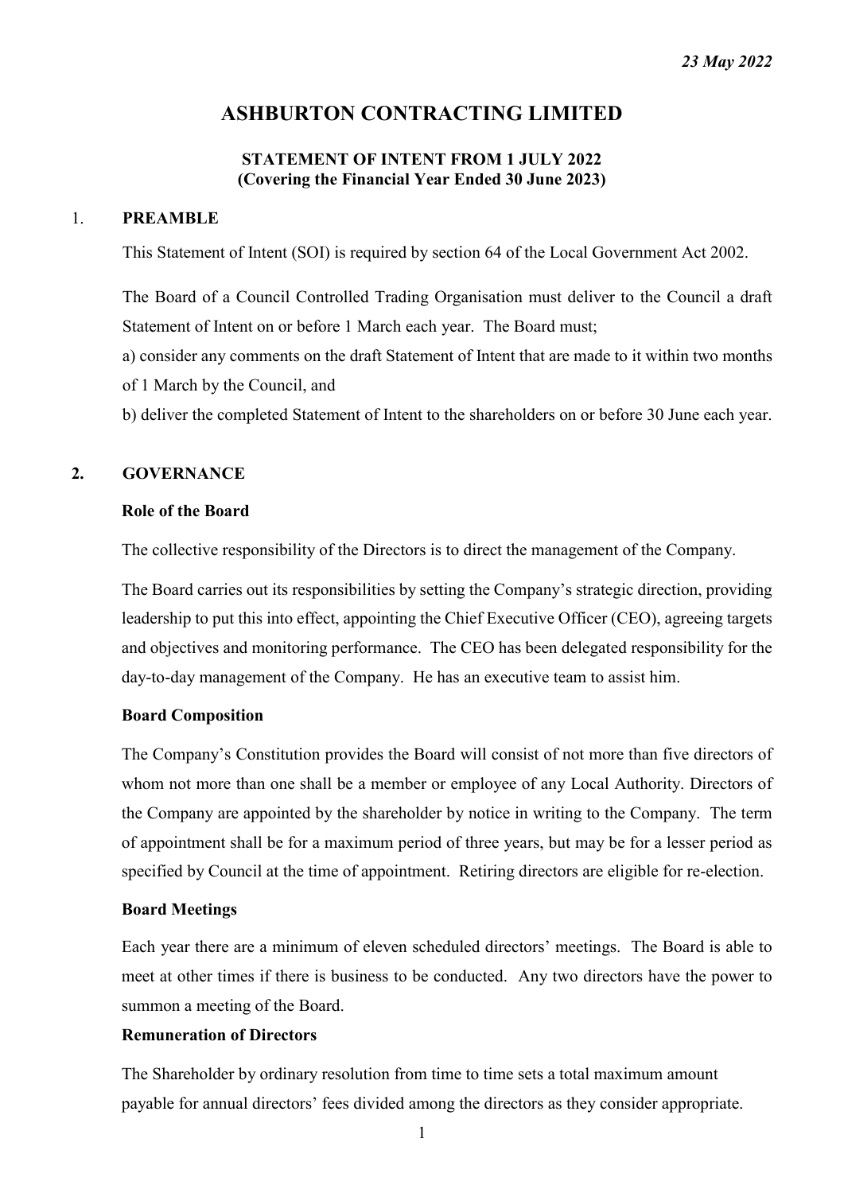*23 May 2022*

# ASHBURTON CONTRACTING LIMITED

### STATEMENT OF INTENT FROM 1 JULY 2022
### (Covering the Financial Year Ended 30 June 2023)

## 1. PREAMBLE

This Statement of Intent (SOI) is required by section 64 of the Local Government Act 2002.

The Board of a Council Controlled Trading Organisation must deliver to the Council a draft Statement of Intent on or before 1 March each year. The Board must;

a) consider any comments on the draft Statement of Intent that are made to it within two months of 1 March by the Council, and

b) deliver the completed Statement of Intent to the shareholders on or before 30 June each year.

## 2. GOVERNANCE

**Role of the Board**

The collective responsibility of the Directors is to direct the management of the Company.

The Board carries out its responsibilities by setting the Company's strategic direction, providing leadership to put this into effect, appointing the Chief Executive Officer (CEO), agreeing targets and objectives and monitoring performance. The CEO has been delegated responsibility for the day-to-day management of the Company. He has an executive team to assist him.

**Board Composition**

The Company's Constitution provides the Board will consist of not more than five directors of whom not more than one shall be a member or employee of any Local Authority. Directors of the Company are appointed by the shareholder by notice in writing to the Company. The term of appointment shall be for a maximum period of three years, but may be for a lesser period as specified by Council at the time of appointment. Retiring directors are eligible for re-election.

**Board Meetings**

Each year there are a minimum of eleven scheduled directors' meetings. The Board is able to meet at other times if there is business to be conducted. Any two directors have the power to summon a meeting of the Board.

**Remuneration of Directors**

The Shareholder by ordinary resolution from time to time sets a total maximum amount payable for annual directors' fees divided among the directors as they consider appropriate.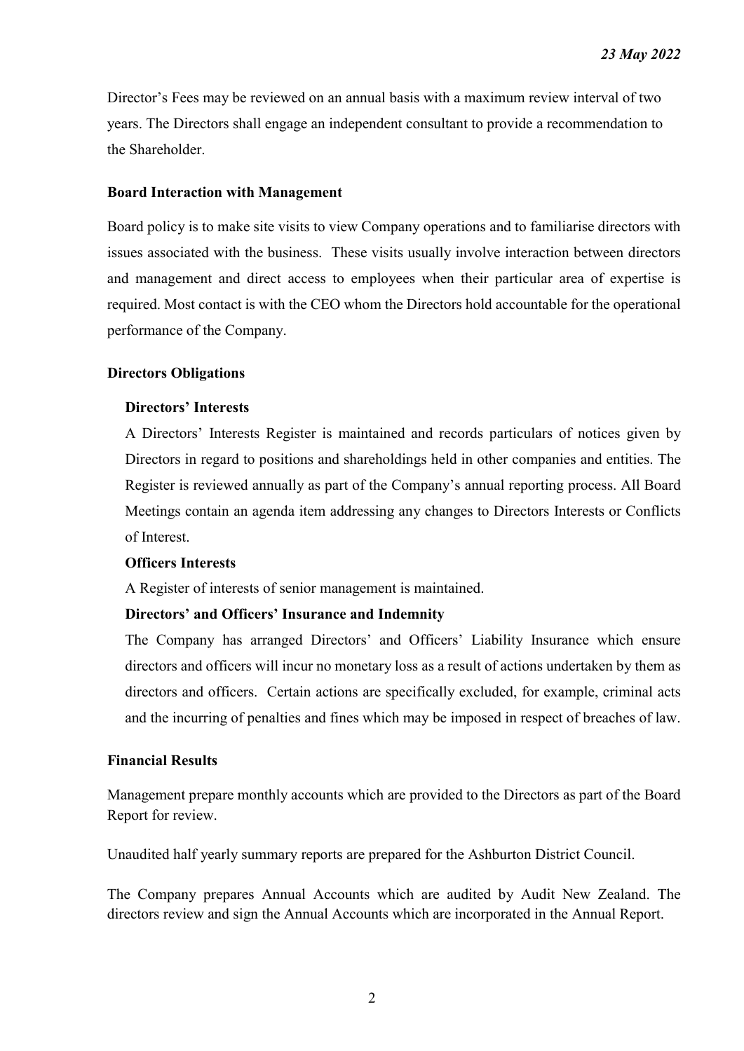Director's Fees may be reviewed on an annual basis with a maximum review interval of two years. The Directors shall engage an independent consultant to provide a recommendation to the Shareholder.

**Board Interaction with Management**

Board policy is to make site visits to view Company operations and to familiarise directors with issues associated with the business. These visits usually involve interaction between directors and management and direct access to employees when their particular area of expertise is required. Most contact is with the CEO whom the Directors hold accountable for the operational performance of the Company.

**Directors Obligations**

**Directors' Interests**

A Directors' Interests Register is maintained and records particulars of notices given by Directors in regard to positions and shareholdings held in other companies and entities. The Register is reviewed annually as part of the Company's annual reporting process. All Board Meetings contain an agenda item addressing any changes to Directors Interests or Conflicts of Interest.

**Officers Interests**

A Register of interests of senior management is maintained.

**Directors' and Officers' Insurance and Indemnity**

The Company has arranged Directors' and Officers' Liability Insurance which ensure directors and officers will incur no monetary loss as a result of actions undertaken by them as directors and officers. Certain actions are specifically excluded, for example, criminal acts and the incurring of penalties and fines which may be imposed in respect of breaches of law.

**Financial Results**

Management prepare monthly accounts which are provided to the Directors as part of the Board Report for review.

Unaudited half yearly summary reports are prepared for the Ashburton District Council.

The Company prepares Annual Accounts which are audited by Audit New Zealand. The directors review and sign the Annual Accounts which are incorporated in the Annual Report.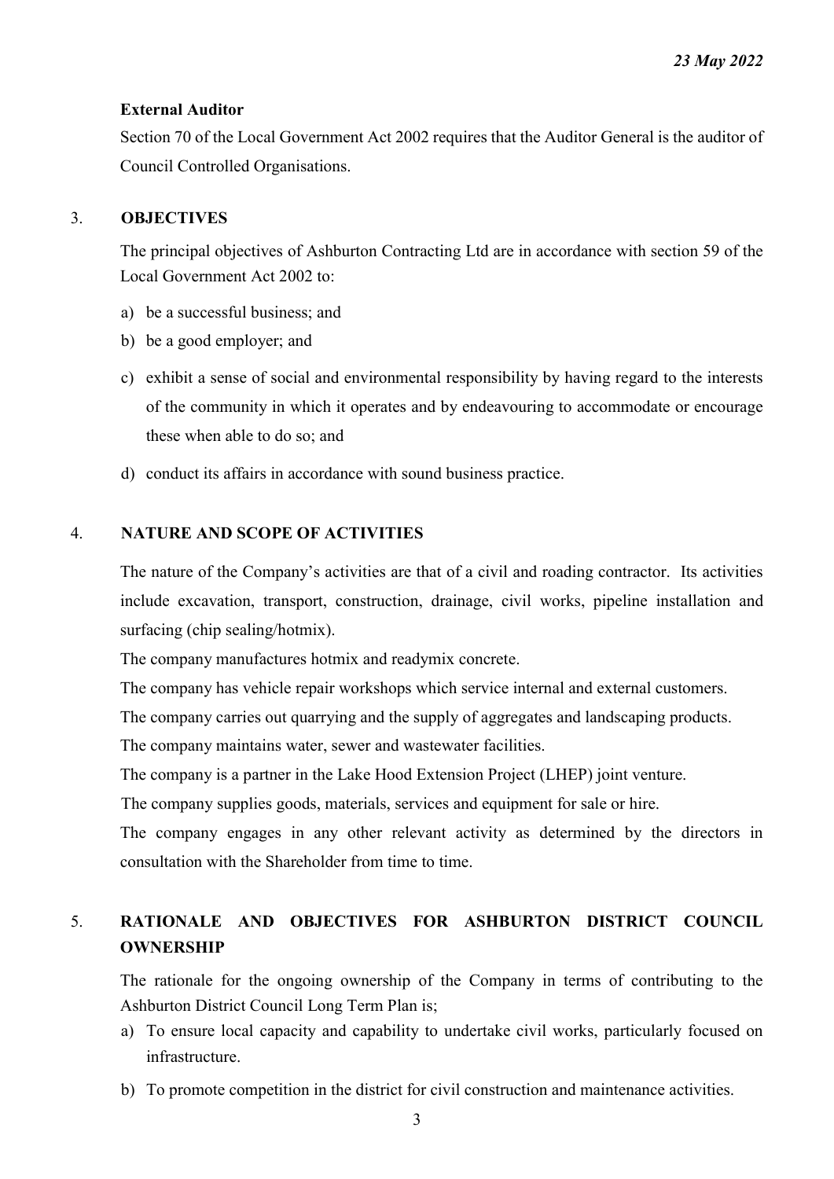**External Auditor**

Section 70 of the Local Government Act 2002 requires that the Auditor General is the auditor of Council Controlled Organisations.

## 3. OBJECTIVES

The principal objectives of Ashburton Contracting Ltd are in accordance with section 59 of the Local Government Act 2002 to:

a) be a successful business; and
b) be a good employer; and
c) exhibit a sense of social and environmental responsibility by having regard to the interests of the community in which it operates and by endeavouring to accommodate or encourage these when able to do so; and
d) conduct its affairs in accordance with sound business practice.

## 4. NATURE AND SCOPE OF ACTIVITIES

The nature of the Company's activities are that of a civil and roading contractor. Its activities include excavation, transport, construction, drainage, civil works, pipeline installation and surfacing (chip sealing/hotmix).

The company manufactures hotmix and readymix concrete.

The company has vehicle repair workshops which service internal and external customers.

The company carries out quarrying and the supply of aggregates and landscaping products.

The company maintains water, sewer and wastewater facilities.

The company is a partner in the Lake Hood Extension Project (LHEP) joint venture.

The company supplies goods, materials, services and equipment for sale or hire.

The company engages in any other relevant activity as determined by the directors in consultation with the Shareholder from time to time.

## 5. RATIONALE AND OBJECTIVES FOR ASHBURTON DISTRICT COUNCIL OWNERSHIP

The rationale for the ongoing ownership of the Company in terms of contributing to the Ashburton District Council Long Term Plan is;

a) To ensure local capacity and capability to undertake civil works, particularly focused on infrastructure.
b) To promote competition in the district for civil construction and maintenance activities.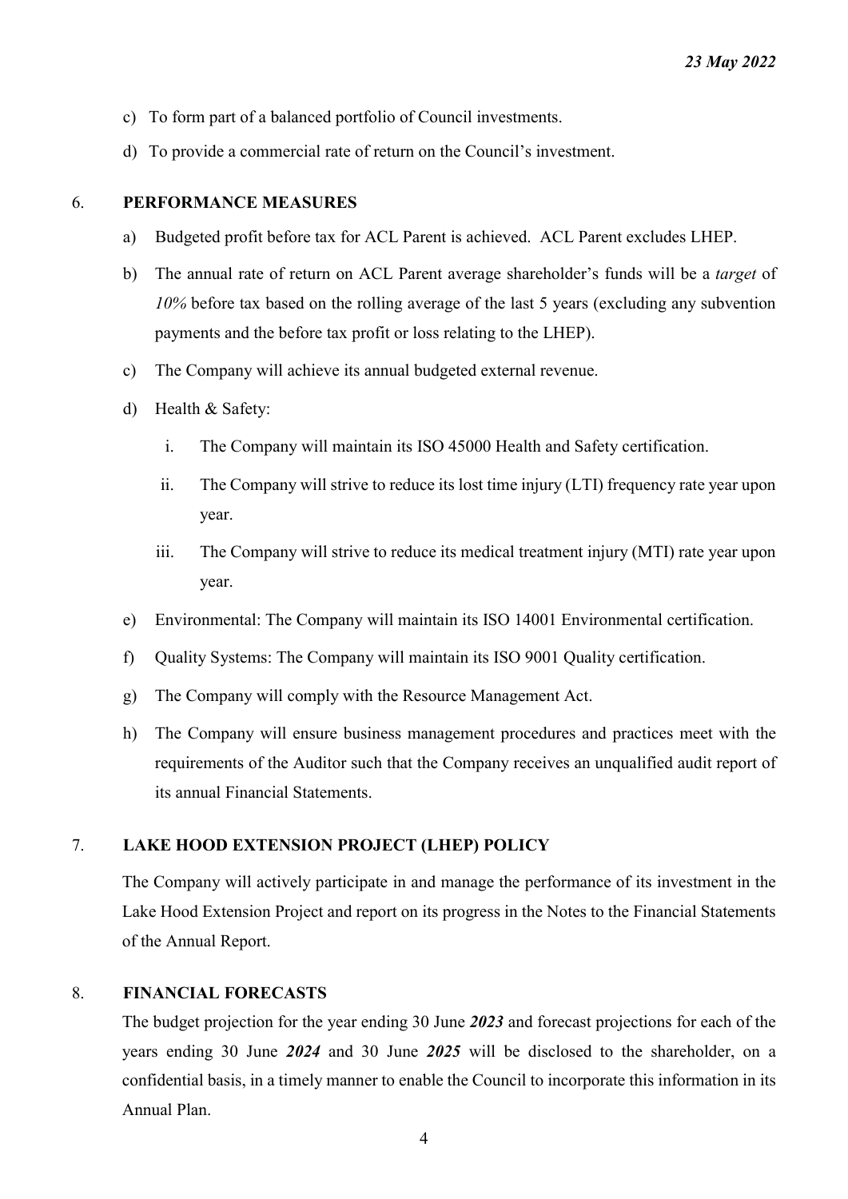c) To form part of a balanced portfolio of Council investments.

d) To provide a commercial rate of return on the Council's investment.

## 6. PERFORMANCE MEASURES

a) Budgeted profit before tax for ACL Parent is achieved. ACL Parent excludes LHEP.

b) The annual rate of return on ACL Parent average shareholder's funds will be a *target* of *10%* before tax based on the rolling average of the last 5 years (excluding any subvention payments and the before tax profit or loss relating to the LHEP).

c) The Company will achieve its annual budgeted external revenue.

d) Health & Safety:

   i. The Company will maintain its ISO 45000 Health and Safety certification.

   ii. The Company will strive to reduce its lost time injury (LTI) frequency rate year upon year.

   iii. The Company will strive to reduce its medical treatment injury (MTI) rate year upon year.

e) Environmental: The Company will maintain its ISO 14001 Environmental certification.

f) Quality Systems: The Company will maintain its ISO 9001 Quality certification.

g) The Company will comply with the Resource Management Act.

h) The Company will ensure business management procedures and practices meet with the requirements of the Auditor such that the Company receives an unqualified audit report of its annual Financial Statements.

## 7. LAKE HOOD EXTENSION PROJECT (LHEP) POLICY

The Company will actively participate in and manage the performance of its investment in the Lake Hood Extension Project and report on its progress in the Notes to the Financial Statements of the Annual Report.

## 8. FINANCIAL FORECASTS

The budget projection for the year ending 30 June ***2023*** and forecast projections for each of the years ending 30 June ***2024*** and 30 June ***2025*** will be disclosed to the shareholder, on a confidential basis, in a timely manner to enable the Council to incorporate this information in its Annual Plan.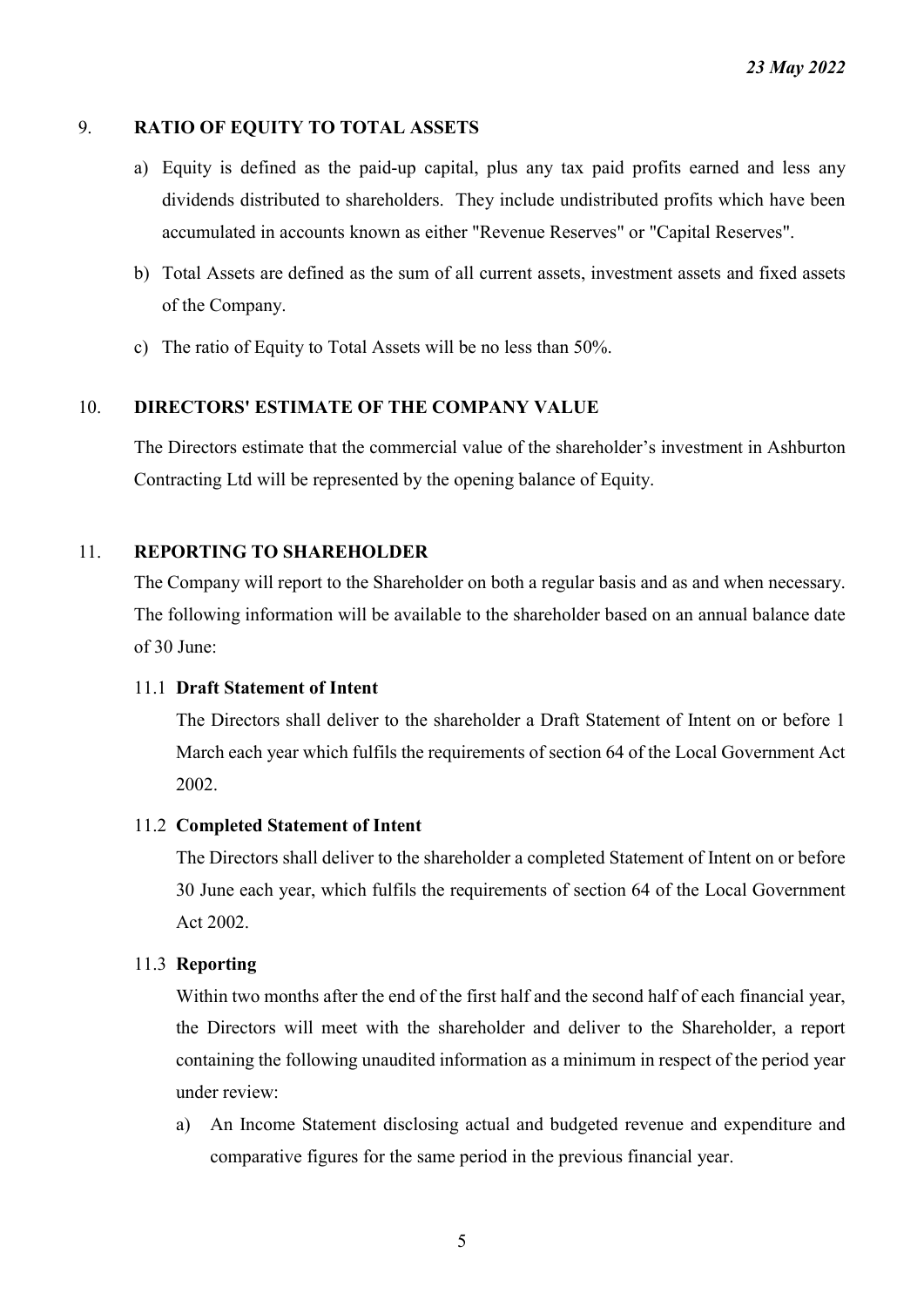## 9. RATIO OF EQUITY TO TOTAL ASSETS

a) Equity is defined as the paid-up capital, plus any tax paid profits earned and less any dividends distributed to shareholders. They include undistributed profits which have been accumulated in accounts known as either "Revenue Reserves" or "Capital Reserves".

b) Total Assets are defined as the sum of all current assets, investment assets and fixed assets of the Company.

c) The ratio of Equity to Total Assets will be no less than 50%.

## 10. DIRECTORS' ESTIMATE OF THE COMPANY VALUE

The Directors estimate that the commercial value of the shareholder's investment in Ashburton Contracting Ltd will be represented by the opening balance of Equity.

## 11. REPORTING TO SHAREHOLDER

The Company will report to the Shareholder on both a regular basis and as and when necessary. The following information will be available to the shareholder based on an annual balance date of 30 June:

### 11.1 Draft Statement of Intent

The Directors shall deliver to the shareholder a Draft Statement of Intent on or before 1 March each year which fulfils the requirements of section 64 of the Local Government Act 2002.

### 11.2 Completed Statement of Intent

The Directors shall deliver to the shareholder a completed Statement of Intent on or before 30 June each year, which fulfils the requirements of section 64 of the Local Government Act 2002.

### 11.3 Reporting

Within two months after the end of the first half and the second half of each financial year, the Directors will meet with the shareholder and deliver to the Shareholder, a report containing the following unaudited information as a minimum in respect of the period year under review:

a) An Income Statement disclosing actual and budgeted revenue and expenditure and comparative figures for the same period in the previous financial year.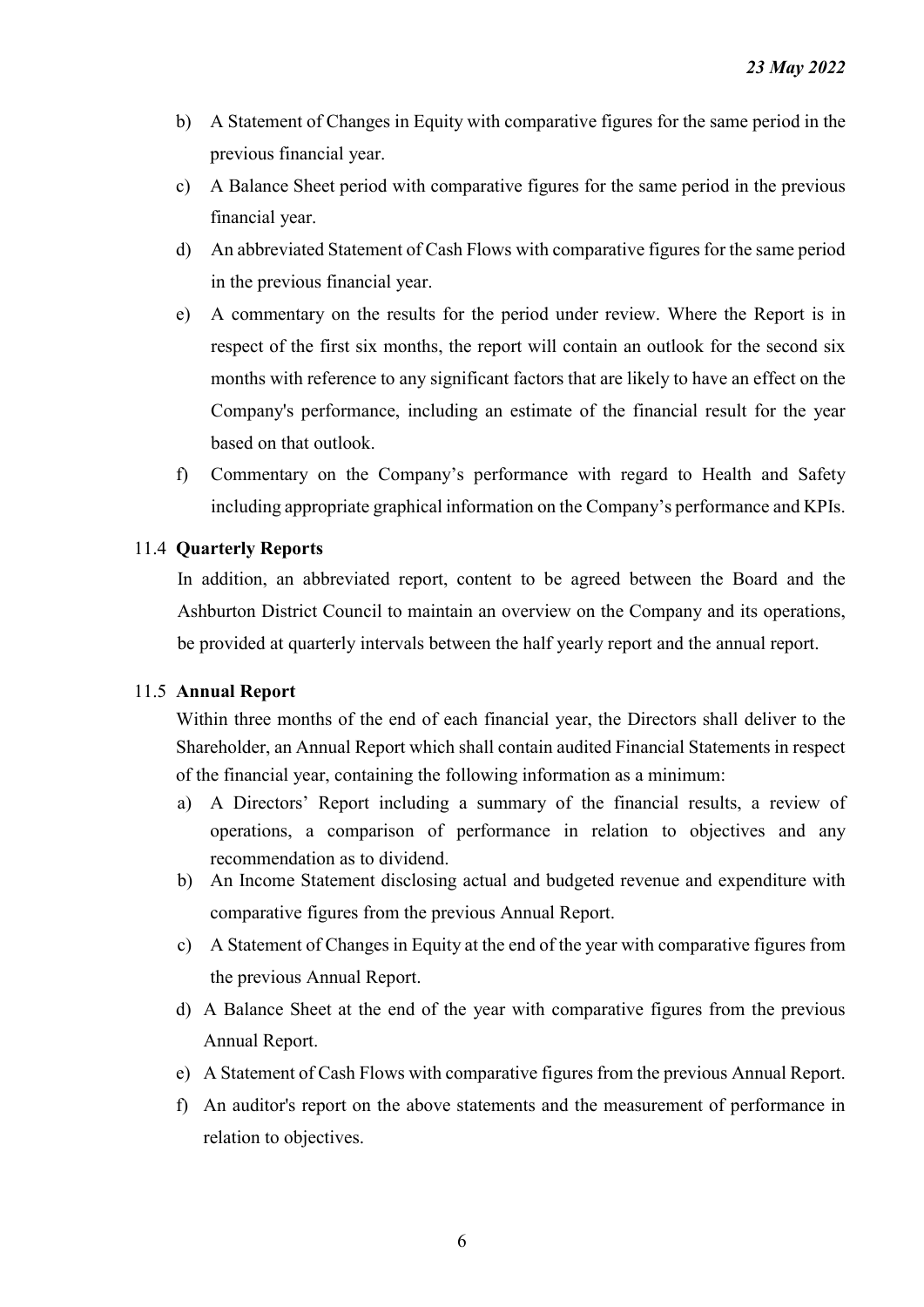b) A Statement of Changes in Equity with comparative figures for the same period in the previous financial year.

c) A Balance Sheet period with comparative figures for the same period in the previous financial year.

d) An abbreviated Statement of Cash Flows with comparative figures for the same period in the previous financial year.

e) A commentary on the results for the period under review. Where the Report is in respect of the first six months, the report will contain an outlook for the second six months with reference to any significant factors that are likely to have an effect on the Company's performance, including an estimate of the financial result for the year based on that outlook.

f) Commentary on the Company's performance with regard to Health and Safety including appropriate graphical information on the Company's performance and KPIs.

### 11.4 Quarterly Reports

In addition, an abbreviated report, content to be agreed between the Board and the Ashburton District Council to maintain an overview on the Company and its operations, be provided at quarterly intervals between the half yearly report and the annual report.

### 11.5 Annual Report

Within three months of the end of each financial year, the Directors shall deliver to the Shareholder, an Annual Report which shall contain audited Financial Statements in respect of the financial year, containing the following information as a minimum:

a) A Directors' Report including a summary of the financial results, a review of operations, a comparison of performance in relation to objectives and any recommendation as to dividend.

b) An Income Statement disclosing actual and budgeted revenue and expenditure with comparative figures from the previous Annual Report.

c) A Statement of Changes in Equity at the end of the year with comparative figures from the previous Annual Report.

d) A Balance Sheet at the end of the year with comparative figures from the previous Annual Report.

e) A Statement of Cash Flows with comparative figures from the previous Annual Report.

f) An auditor's report on the above statements and the measurement of performance in relation to objectives.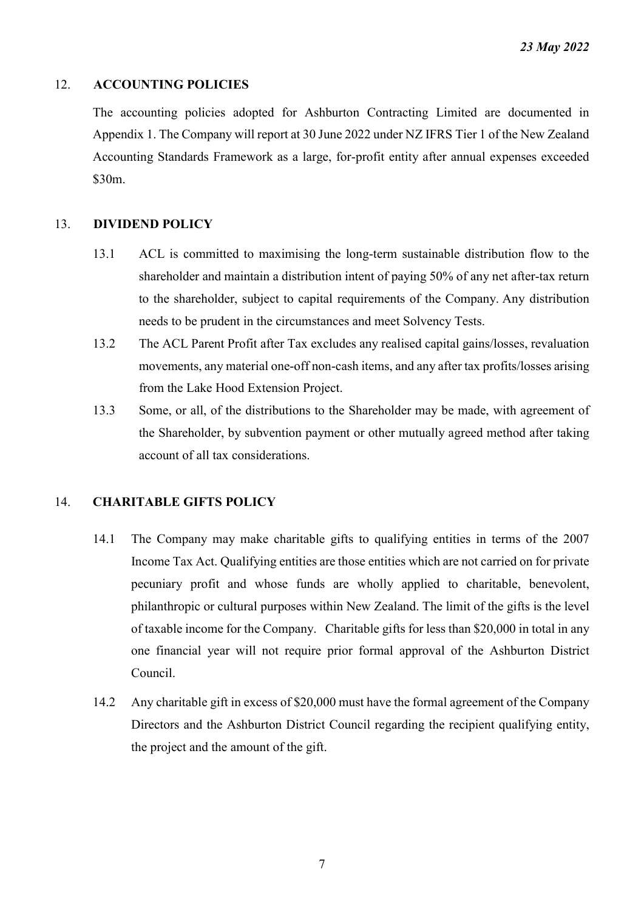## 12. ACCOUNTING POLICIES

The accounting policies adopted for Ashburton Contracting Limited are documented in Appendix 1. The Company will report at 30 June 2022 under NZ IFRS Tier 1 of the New Zealand Accounting Standards Framework as a large, for-profit entity after annual expenses exceeded $30m.

## 13. DIVIDEND POLICY

13.1 ACL is committed to maximising the long-term sustainable distribution flow to the shareholder and maintain a distribution intent of paying 50% of any net after-tax return to the shareholder, subject to capital requirements of the Company. Any distribution needs to be prudent in the circumstances and meet Solvency Tests.

13.2 The ACL Parent Profit after Tax excludes any realised capital gains/losses, revaluation movements, any material one-off non-cash items, and any after tax profits/losses arising from the Lake Hood Extension Project.

13.3 Some, or all, of the distributions to the Shareholder may be made, with agreement of the Shareholder, by subvention payment or other mutually agreed method after taking account of all tax considerations.

## 14. CHARITABLE GIFTS POLICY

14.1 The Company may make charitable gifts to qualifying entities in terms of the 2007 Income Tax Act. Qualifying entities are those entities which are not carried on for private pecuniary profit and whose funds are wholly applied to charitable, benevolent, philanthropic or cultural purposes within New Zealand. The limit of the gifts is the level of taxable income for the Company. Charitable gifts for less than $20,000 in total in any one financial year will not require prior formal approval of the Ashburton District Council.

14.2 Any charitable gift in excess of $20,000 must have the formal agreement of the Company Directors and the Ashburton District Council regarding the recipient qualifying entity, the project and the amount of the gift.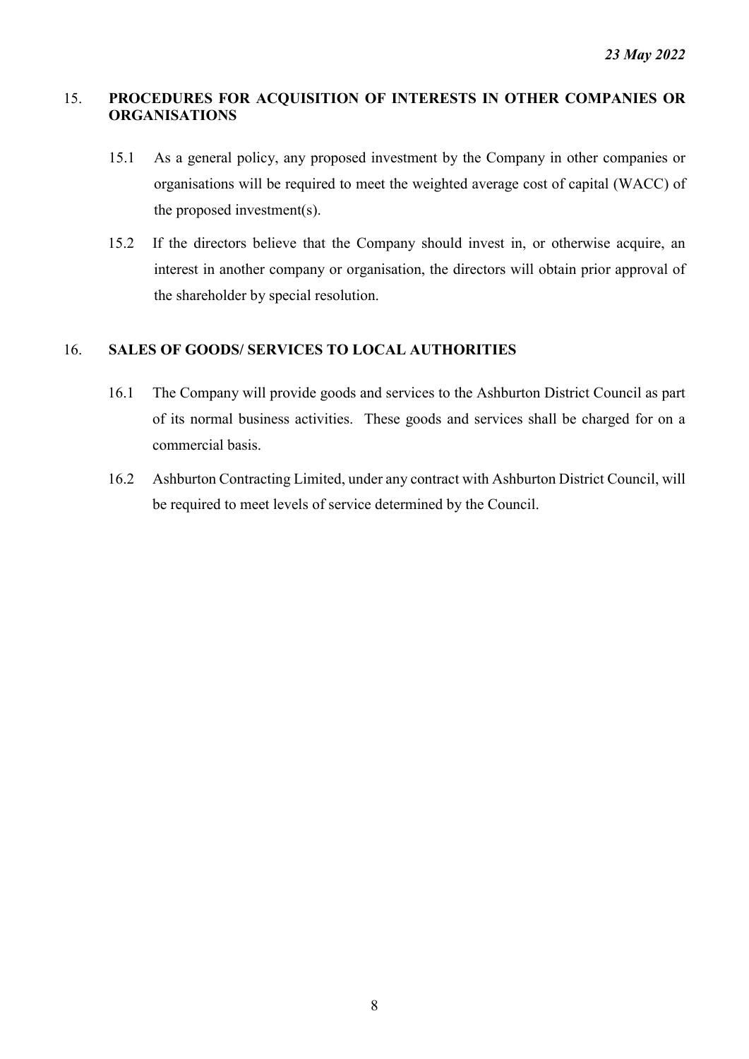## 15. PROCEDURES FOR ACQUISITION OF INTERESTS IN OTHER COMPANIES OR ORGANISATIONS

15.1 As a general policy, any proposed investment by the Company in other companies or organisations will be required to meet the weighted average cost of capital (WACC) of the proposed investment(s).

15.2 If the directors believe that the Company should invest in, or otherwise acquire, an interest in another company or organisation, the directors will obtain prior approval of the shareholder by special resolution.

## 16. SALES OF GOODS/ SERVICES TO LOCAL AUTHORITIES

16.1 The Company will provide goods and services to the Ashburton District Council as part of its normal business activities. These goods and services shall be charged for on a commercial basis.

16.2 Ashburton Contracting Limited, under any contract with Ashburton District Council, will be required to meet levels of service determined by the Council.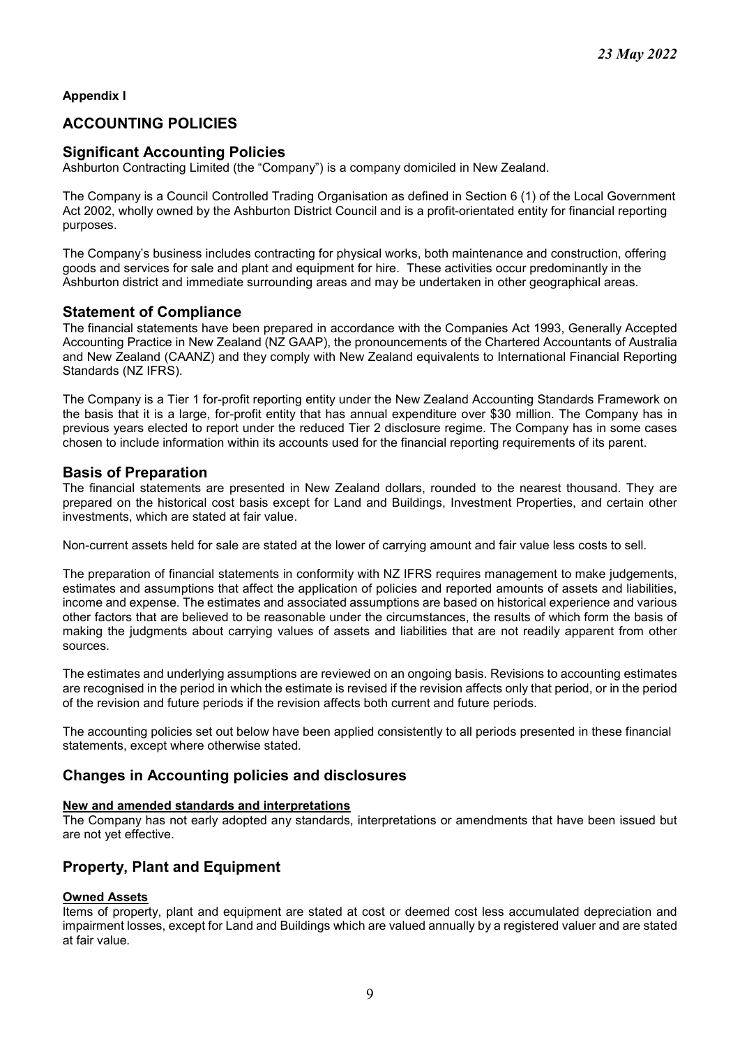*23 May 2022*

**Appendix I**

## ACCOUNTING POLICIES

### Significant Accounting Policies

Ashburton Contracting Limited (the "Company") is a company domiciled in New Zealand.

The Company is a Council Controlled Trading Organisation as defined in Section 6 (1) of the Local Government Act 2002, wholly owned by the Ashburton District Council and is a profit-orientated entity for financial reporting purposes.

The Company's business includes contracting for physical works, both maintenance and construction, offering goods and services for sale and plant and equipment for hire. These activities occur predominantly in the Ashburton district and immediate surrounding areas and may be undertaken in other geographical areas.

### Statement of Compliance

The financial statements have been prepared in accordance with the Companies Act 1993, Generally Accepted Accounting Practice in New Zealand (NZ GAAP), the pronouncements of the Chartered Accountants of Australia and New Zealand (CAANZ) and they comply with New Zealand equivalents to International Financial Reporting Standards (NZ IFRS).

The Company is a Tier 1 for-profit reporting entity under the New Zealand Accounting Standards Framework on the basis that it is a large, for-profit entity that has annual expenditure over $30 million. The Company has in previous years elected to report under the reduced Tier 2 disclosure regime. The Company has in some cases chosen to include information within its accounts used for the financial reporting requirements of its parent.

### Basis of Preparation

The financial statements are presented in New Zealand dollars, rounded to the nearest thousand. They are prepared on the historical cost basis except for Land and Buildings, Investment Properties, and certain other investments, which are stated at fair value.

Non-current assets held for sale are stated at the lower of carrying amount and fair value less costs to sell.

The preparation of financial statements in conformity with NZ IFRS requires management to make judgements, estimates and assumptions that affect the application of policies and reported amounts of assets and liabilities, income and expense. The estimates and associated assumptions are based on historical experience and various other factors that are believed to be reasonable under the circumstances, the results of which form the basis of making the judgments about carrying values of assets and liabilities that are not readily apparent from other sources.

The estimates and underlying assumptions are reviewed on an ongoing basis. Revisions to accounting estimates are recognised in the period in which the estimate is revised if the revision affects only that period, or in the period of the revision and future periods if the revision affects both current and future periods.

The accounting policies set out below have been applied consistently to all periods presented in these financial statements, except where otherwise stated.

### Changes in Accounting policies and disclosures

**New and amended standards and interpretations**

The Company has not early adopted any standards, interpretations or amendments that have been issued but are not yet effective.

### Property, Plant and Equipment

**Owned Assets**

Items of property, plant and equipment are stated at cost or deemed cost less accumulated depreciation and impairment losses, except for Land and Buildings which are valued annually by a registered valuer and are stated at fair value.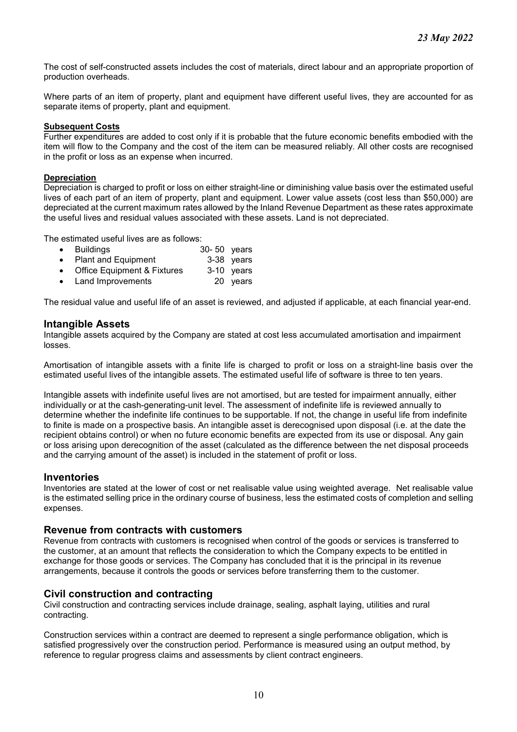The cost of self-constructed assets includes the cost of materials, direct labour and an appropriate proportion of production overheads.

Where parts of an item of property, plant and equipment have different useful lives, they are accounted for as separate items of property, plant and equipment.

**Subsequent Costs**

Further expenditures are added to cost only if it is probable that the future economic benefits embodied with the item will flow to the Company and the cost of the item can be measured reliably. All other costs are recognised in the profit or loss as an expense when incurred.

**Depreciation**

Depreciation is charged to profit or loss on either straight-line or diminishing value basis over the estimated useful lives of each part of an item of property, plant and equipment. Lower value assets (cost less than $50,000) are depreciated at the current maximum rates allowed by the Inland Revenue Department as these rates approximate the useful lives and residual values associated with these assets. Land is not depreciated.

The estimated useful lives are as follows:

- Buildings 30- 50 years
- Plant and Equipment 3-38 years
- Office Equipment & Fixtures 3-10 years
- Land Improvements 20 years

The residual value and useful life of an asset is reviewed, and adjusted if applicable, at each financial year-end.

## Intangible Assets

Intangible assets acquired by the Company are stated at cost less accumulated amortisation and impairment losses.

Amortisation of intangible assets with a finite life is charged to profit or loss on a straight-line basis over the estimated useful lives of the intangible assets. The estimated useful life of software is three to ten years.

Intangible assets with indefinite useful lives are not amortised, but are tested for impairment annually, either individually or at the cash-generating-unit level. The assessment of indefinite life is reviewed annually to determine whether the indefinite life continues to be supportable. If not, the change in useful life from indefinite to finite is made on a prospective basis. An intangible asset is derecognised upon disposal (i.e. at the date the recipient obtains control) or when no future economic benefits are expected from its use or disposal. Any gain or loss arising upon derecognition of the asset (calculated as the difference between the net disposal proceeds and the carrying amount of the asset) is included in the statement of profit or loss.

## Inventories

Inventories are stated at the lower of cost or net realisable value using weighted average. Net realisable value is the estimated selling price in the ordinary course of business, less the estimated costs of completion and selling expenses.

## Revenue from contracts with customers

Revenue from contracts with customers is recognised when control of the goods or services is transferred to the customer, at an amount that reflects the consideration to which the Company expects to be entitled in exchange for those goods or services. The Company has concluded that it is the principal in its revenue arrangements, because it controls the goods or services before transferring them to the customer.

## Civil construction and contracting

Civil construction and contracting services include drainage, sealing, asphalt laying, utilities and rural contracting.

Construction services within a contract are deemed to represent a single performance obligation, which is satisfied progressively over the construction period. Performance is measured using an output method, by reference to regular progress claims and assessments by client contract engineers.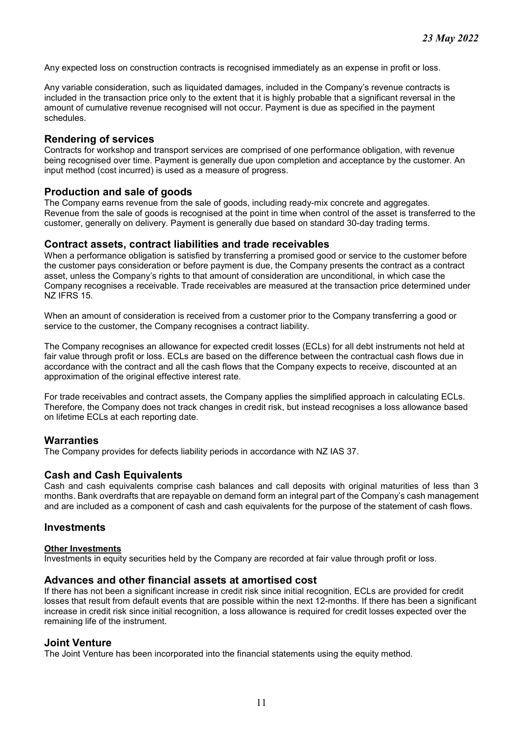Any expected loss on construction contracts is recognised immediately as an expense in profit or loss.

Any variable consideration, such as liquidated damages, included in the Company's revenue contracts is included in the transaction price only to the extent that it is highly probable that a significant reversal in the amount of cumulative revenue recognised will not occur. Payment is due as specified in the payment schedules.

## Rendering of services

Contracts for workshop and transport services are comprised of one performance obligation, with revenue being recognised over time. Payment is generally due upon completion and acceptance by the customer. An input method (cost incurred) is used as a measure of progress.

## Production and sale of goods

The Company earns revenue from the sale of goods, including ready-mix concrete and aggregates. Revenue from the sale of goods is recognised at the point in time when control of the asset is transferred to the customer, generally on delivery. Payment is generally due based on standard 30-day trading terms.

## Contract assets, contract liabilities and trade receivables

When a performance obligation is satisfied by transferring a promised good or service to the customer before the customer pays consideration or before payment is due, the Company presents the contract as a contract asset, unless the Company's rights to that amount of consideration are unconditional, in which case the Company recognises a receivable. Trade receivables are measured at the transaction price determined under NZ IFRS 15.

When an amount of consideration is received from a customer prior to the Company transferring a good or service to the customer, the Company recognises a contract liability.

The Company recognises an allowance for expected credit losses (ECLs) for all debt instruments not held at fair value through profit or loss. ECLs are based on the difference between the contractual cash flows due in accordance with the contract and all the cash flows that the Company expects to receive, discounted at an approximation of the original effective interest rate.

For trade receivables and contract assets, the Company applies the simplified approach in calculating ECLs. Therefore, the Company does not track changes in credit risk, but instead recognises a loss allowance based on lifetime ECLs at each reporting date.

## Warranties

The Company provides for defects liability periods in accordance with NZ IAS 37.

## Cash and Cash Equivalents

Cash and cash equivalents comprise cash balances and call deposits with original maturities of less than 3 months. Bank overdrafts that are repayable on demand form an integral part of the Company's cash management and are included as a component of cash and cash equivalents for the purpose of the statement of cash flows.

## Investments

### Other Investments

Investments in equity securities held by the Company are recorded at fair value through profit or loss.

## Advances and other financial assets at amortised cost

If there has not been a significant increase in credit risk since initial recognition, ECLs are provided for credit losses that result from default events that are possible within the next 12-months. If there has been a significant increase in credit risk since initial recognition, a loss allowance is required for credit losses expected over the remaining life of the instrument.

## Joint Venture

The Joint Venture has been incorporated into the financial statements using the equity method.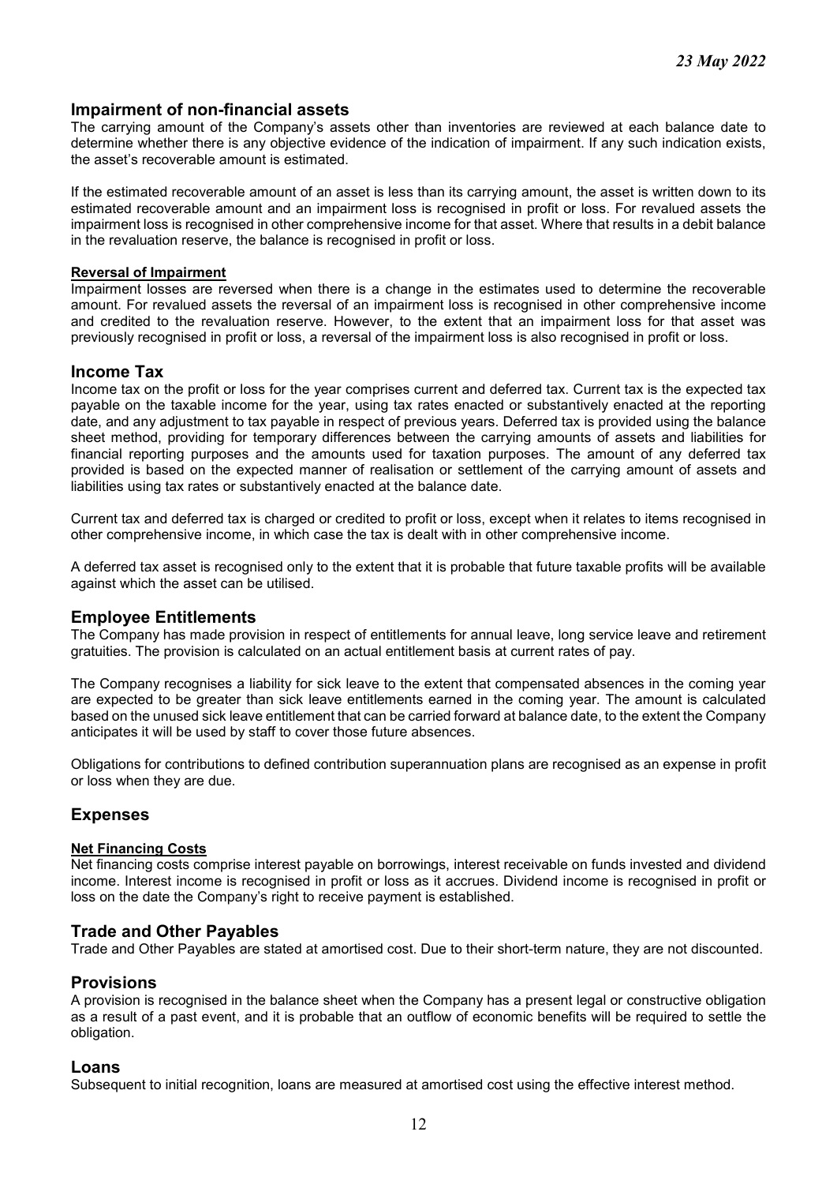## Impairment of non-financial assets

The carrying amount of the Company's assets other than inventories are reviewed at each balance date to determine whether there is any objective evidence of the indication of impairment. If any such indication exists, the asset's recoverable amount is estimated.

If the estimated recoverable amount of an asset is less than its carrying amount, the asset is written down to its estimated recoverable amount and an impairment loss is recognised in profit or loss. For revalued assets the impairment loss is recognised in other comprehensive income for that asset. Where that results in a debit balance in the revaluation reserve, the balance is recognised in profit or loss.

### Reversal of Impairment

Impairment losses are reversed when there is a change in the estimates used to determine the recoverable amount. For revalued assets the reversal of an impairment loss is recognised in other comprehensive income and credited to the revaluation reserve. However, to the extent that an impairment loss for that asset was previously recognised in profit or loss, a reversal of the impairment loss is also recognised in profit or loss.

## Income Tax

Income tax on the profit or loss for the year comprises current and deferred tax. Current tax is the expected tax payable on the taxable income for the year, using tax rates enacted or substantively enacted at the reporting date, and any adjustment to tax payable in respect of previous years. Deferred tax is provided using the balance sheet method, providing for temporary differences between the carrying amounts of assets and liabilities for financial reporting purposes and the amounts used for taxation purposes. The amount of any deferred tax provided is based on the expected manner of realisation or settlement of the carrying amount of assets and liabilities using tax rates or substantively enacted at the balance date.

Current tax and deferred tax is charged or credited to profit or loss, except when it relates to items recognised in other comprehensive income, in which case the tax is dealt with in other comprehensive income.

A deferred tax asset is recognised only to the extent that it is probable that future taxable profits will be available against which the asset can be utilised.

## Employee Entitlements

The Company has made provision in respect of entitlements for annual leave, long service leave and retirement gratuities. The provision is calculated on an actual entitlement basis at current rates of pay.

The Company recognises a liability for sick leave to the extent that compensated absences in the coming year are expected to be greater than sick leave entitlements earned in the coming year. The amount is calculated based on the unused sick leave entitlement that can be carried forward at balance date, to the extent the Company anticipates it will be used by staff to cover those future absences.

Obligations for contributions to defined contribution superannuation plans are recognised as an expense in profit or loss when they are due.

## Expenses

### Net Financing Costs

Net financing costs comprise interest payable on borrowings, interest receivable on funds invested and dividend income. Interest income is recognised in profit or loss as it accrues. Dividend income is recognised in profit or loss on the date the Company's right to receive payment is established.

## Trade and Other Payables

Trade and Other Payables are stated at amortised cost. Due to their short-term nature, they are not discounted.

## Provisions

A provision is recognised in the balance sheet when the Company has a present legal or constructive obligation as a result of a past event, and it is probable that an outflow of economic benefits will be required to settle the obligation.

## Loans

Subsequent to initial recognition, loans are measured at amortised cost using the effective interest method.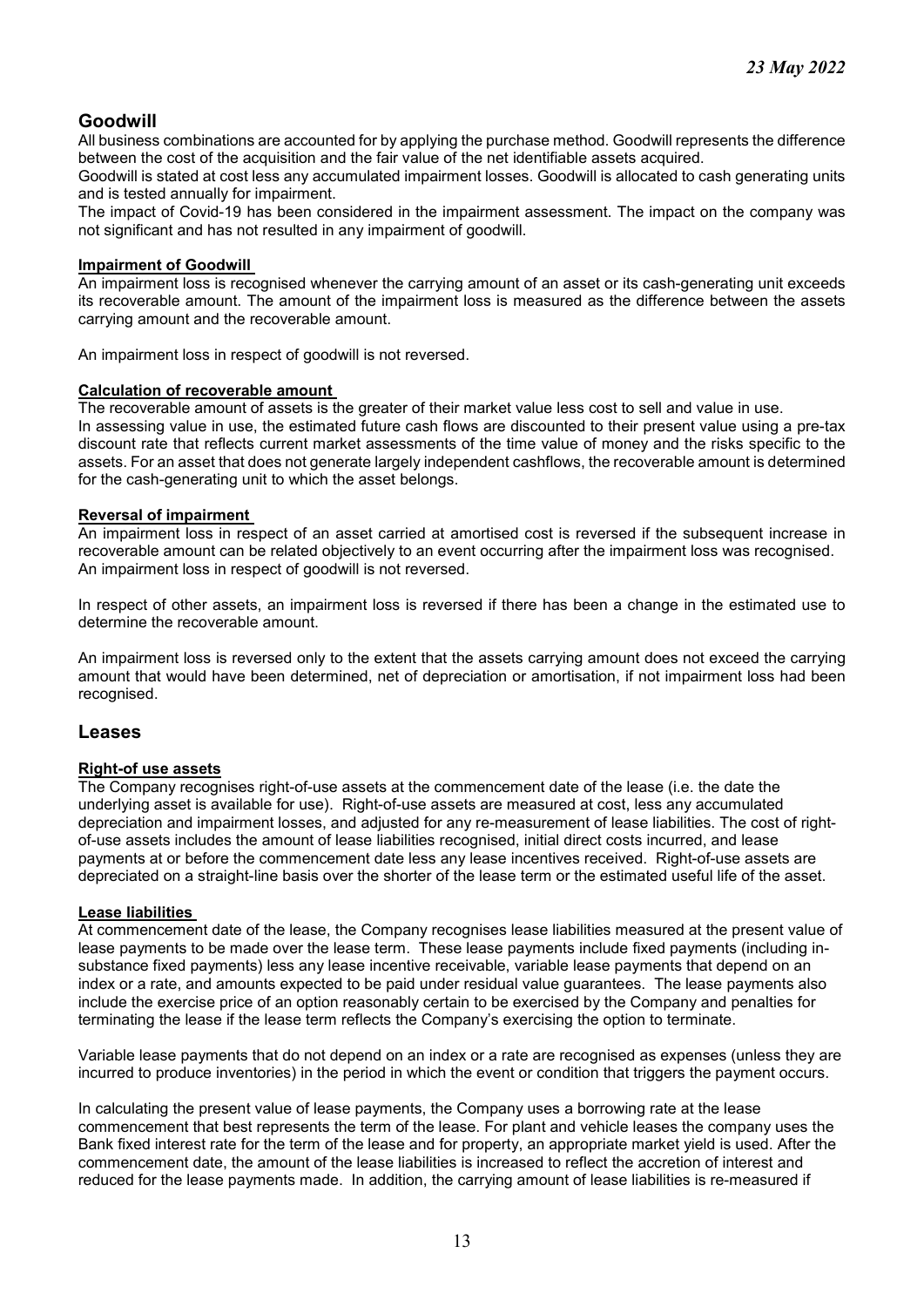## Goodwill

All business combinations are accounted for by applying the purchase method. Goodwill represents the difference between the cost of the acquisition and the fair value of the net identifiable assets acquired.

Goodwill is stated at cost less any accumulated impairment losses. Goodwill is allocated to cash generating units and is tested annually for impairment.

The impact of Covid-19 has been considered in the impairment assessment. The impact on the company was not significant and has not resulted in any impairment of goodwill.

### Impairment of Goodwill

An impairment loss is recognised whenever the carrying amount of an asset or its cash-generating unit exceeds its recoverable amount. The amount of the impairment loss is measured as the difference between the assets carrying amount and the recoverable amount.

An impairment loss in respect of goodwill is not reversed.

### Calculation of recoverable amount

The recoverable amount of assets is the greater of their market value less cost to sell and value in use.

In assessing value in use, the estimated future cash flows are discounted to their present value using a pre-tax discount rate that reflects current market assessments of the time value of money and the risks specific to the assets. For an asset that does not generate largely independent cashflows, the recoverable amount is determined for the cash-generating unit to which the asset belongs.

### Reversal of impairment

An impairment loss in respect of an asset carried at amortised cost is reversed if the subsequent increase in recoverable amount can be related objectively to an event occurring after the impairment loss was recognised. An impairment loss in respect of goodwill is not reversed.

In respect of other assets, an impairment loss is reversed if there has been a change in the estimated use to determine the recoverable amount.

An impairment loss is reversed only to the extent that the assets carrying amount does not exceed the carrying amount that would have been determined, net of depreciation or amortisation, if not impairment loss had been recognised.

## Leases

### Right-of use assets

The Company recognises right-of-use assets at the commencement date of the lease (i.e. the date the underlying asset is available for use). Right-of-use assets are measured at cost, less any accumulated depreciation and impairment losses, and adjusted for any re-measurement of lease liabilities. The cost of right-of-use assets includes the amount of lease liabilities recognised, initial direct costs incurred, and lease payments at or before the commencement date less any lease incentives received. Right-of-use assets are depreciated on a straight-line basis over the shorter of the lease term or the estimated useful life of the asset.

### Lease liabilities

At commencement date of the lease, the Company recognises lease liabilities measured at the present value of lease payments to be made over the lease term. These lease payments include fixed payments (including in-substance fixed payments) less any lease incentive receivable, variable lease payments that depend on an index or a rate, and amounts expected to be paid under residual value guarantees. The lease payments also include the exercise price of an option reasonably certain to be exercised by the Company and penalties for terminating the lease if the lease term reflects the Company's exercising the option to terminate.

Variable lease payments that do not depend on an index or a rate are recognised as expenses (unless they are incurred to produce inventories) in the period in which the event or condition that triggers the payment occurs.

In calculating the present value of lease payments, the Company uses a borrowing rate at the lease commencement that best represents the term of the lease. For plant and vehicle leases the company uses the Bank fixed interest rate for the term of the lease and for property, an appropriate market yield is used. After the commencement date, the amount of the lease liabilities is increased to reflect the accretion of interest and reduced for the lease payments made. In addition, the carrying amount of lease liabilities is re-measured if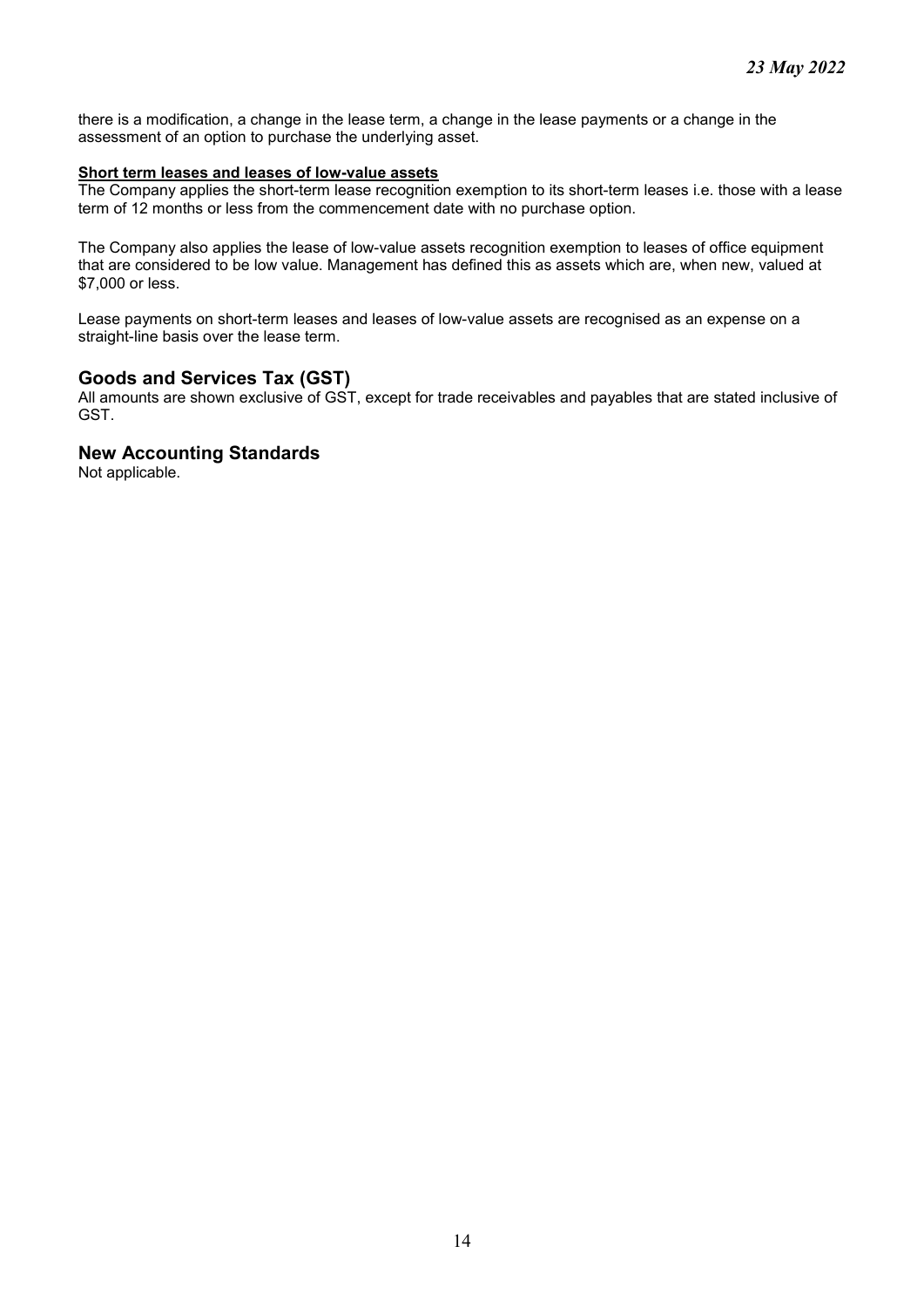there is a modification, a change in the lease term, a change in the lease payments or a change in the assessment of an option to purchase the underlying asset.

**Short term leases and leases of low-value assets**

The Company applies the short-term lease recognition exemption to its short-term leases i.e. those with a lease term of 12 months or less from the commencement date with no purchase option.

The Company also applies the lease of low-value assets recognition exemption to leases of office equipment that are considered to be low value. Management has defined this as assets which are, when new, valued at $7,000 or less.

Lease payments on short-term leases and leases of low-value assets are recognised as an expense on a straight-line basis over the lease term.

## Goods and Services Tax (GST)

All amounts are shown exclusive of GST, except for trade receivables and payables that are stated inclusive of GST.

## New Accounting Standards

Not applicable.